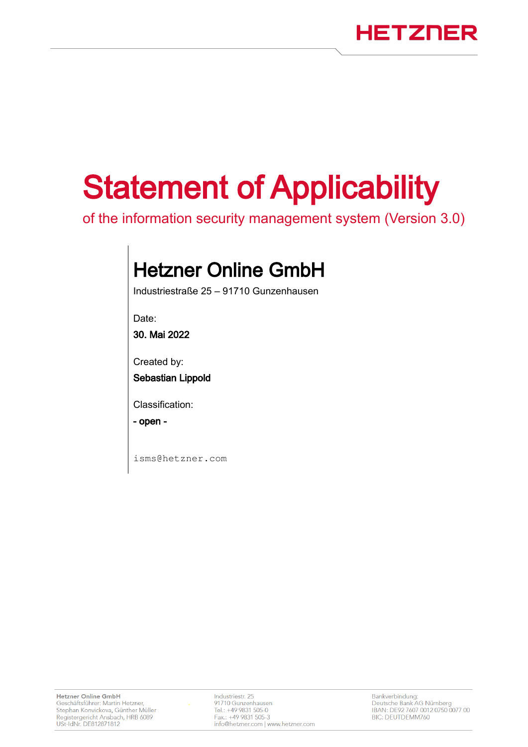# Statement of Applicability

of the information security management system (Version 3.0)

## Hetzner Online GmbH

Industriestraße 25 – 91710 Gunzenhausen

Date:

**30. Mai 2022**

Created by:

**Sebastian Lippold**

Classification:

**- open -**

isms@hetzner.com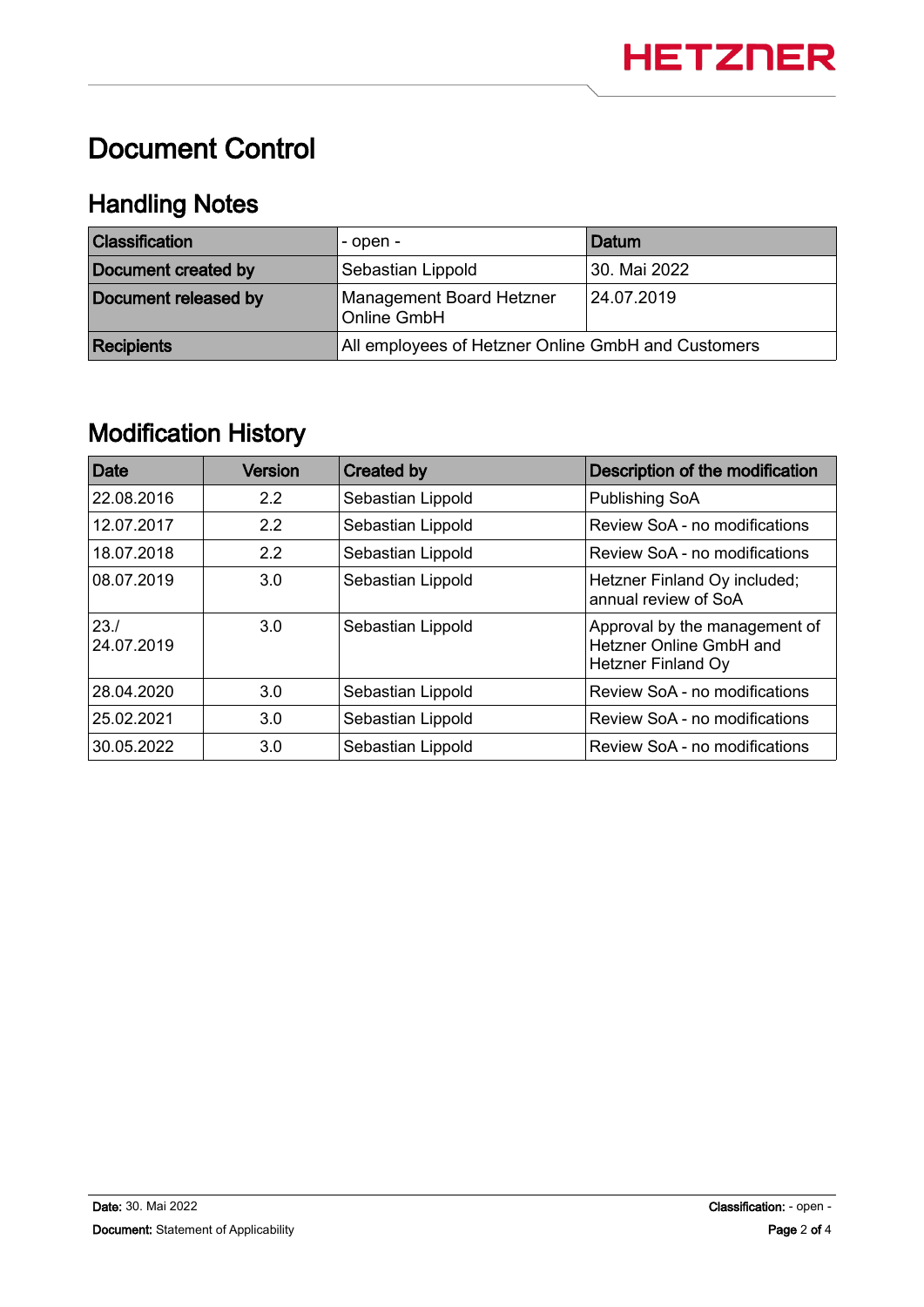# Document Control

## Handling Notes

| Classification | - open - | Datum |
|---|---|---|
| Document created by | Sebastian Lippold | 30. Mai 2022 |
| Document released by | Management Board Hetzner Online GmbH | 24.07.2019 |
| Recipients | All employees of Hetzner Online GmbH and Customers | |

## Modification History

| Date | Version | Created by | Description of the modification |
|---|---|---|---|
| 22.08.2016 | 2.2 | Sebastian Lippold | Publishing SoA |
| 12.07.2017 | 2.2 | Sebastian Lippold | Review SoA - no modifications |
| 18.07.2018 | 2.2 | Sebastian Lippold | Review SoA - no modifications |
| 08.07.2019 | 3.0 | Sebastian Lippold | Hetzner Finland Oy included; annual review of SoA |
| 23./ 24.07.2019 | 3.0 | Sebastian Lippold | Approval by the management of Hetzner Online GmbH and Hetzner Finland Oy |
| 28.04.2020 | 3.0 | Sebastian Lippold | Review SoA - no modifications |
| 25.02.2021 | 3.0 | Sebastian Lippold | Review SoA - no modifications |
| 30.05.2022 | 3.0 | Sebastian Lippold | Review SoA - no modifications |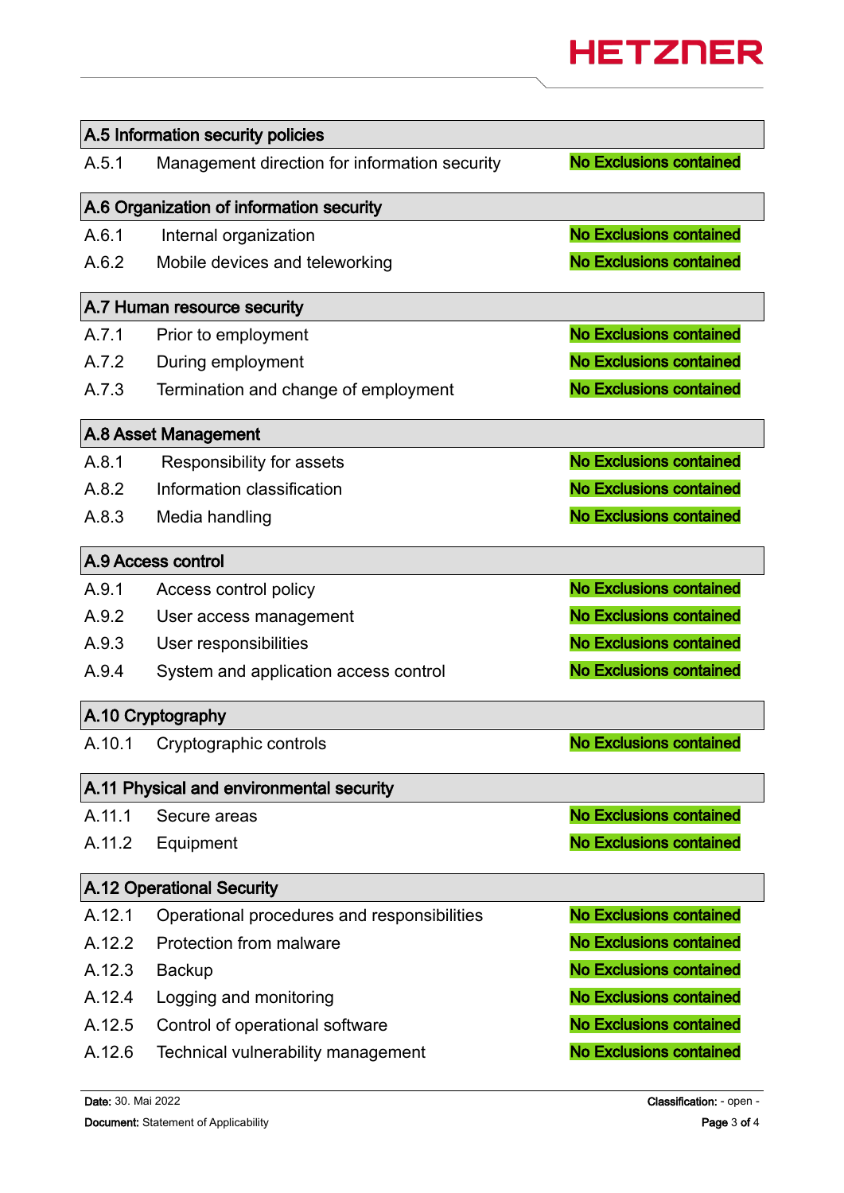| A.5 Information security policies | | |
|---|---|---|
| A.5.1 | Management direction for information security | No Exclusions contained |

| A.6 Organization of information security | | |
|---|---|---|
| A.6.1 | Internal organization | No Exclusions contained |
| A.6.2 | Mobile devices and teleworking | No Exclusions contained |

| A.7 Human resource security | | |
|---|---|---|
| A.7.1 | Prior to employment | No Exclusions contained |
| A.7.2 | During employment | No Exclusions contained |
| A.7.3 | Termination and change of employment | No Exclusions contained |

| A.8 Asset Management | | |
|---|---|---|
| A.8.1 | Responsibility for assets | No Exclusions contained |
| A.8.2 | Information classification | No Exclusions contained |
| A.8.3 | Media handling | No Exclusions contained |

| A.9 Access control | | |
|---|---|---|
| A.9.1 | Access control policy | No Exclusions contained |
| A.9.2 | User access management | No Exclusions contained |
| A.9.3 | User responsibilities | No Exclusions contained |
| A.9.4 | System and application access control | No Exclusions contained |

| A.10 Cryptography | | |
|---|---|---|
| A.10.1 | Cryptographic controls | No Exclusions contained |

| A.11 Physical and environmental security | | |
|---|---|---|
| A.11.1 | Secure areas | No Exclusions contained |
| A.11.2 | Equipment | No Exclusions contained |

| A.12 Operational Security | | |
|---|---|---|
| A.12.1 | Operational procedures and responsibilities | No Exclusions contained |
| A.12.2 | Protection from malware | No Exclusions contained |
| A.12.3 | Backup | No Exclusions contained |
| A.12.4 | Logging and monitoring | No Exclusions contained |
| A.12.5 | Control of operational software | No Exclusions contained |
| A.12.6 | Technical vulnerability management | No Exclusions contained |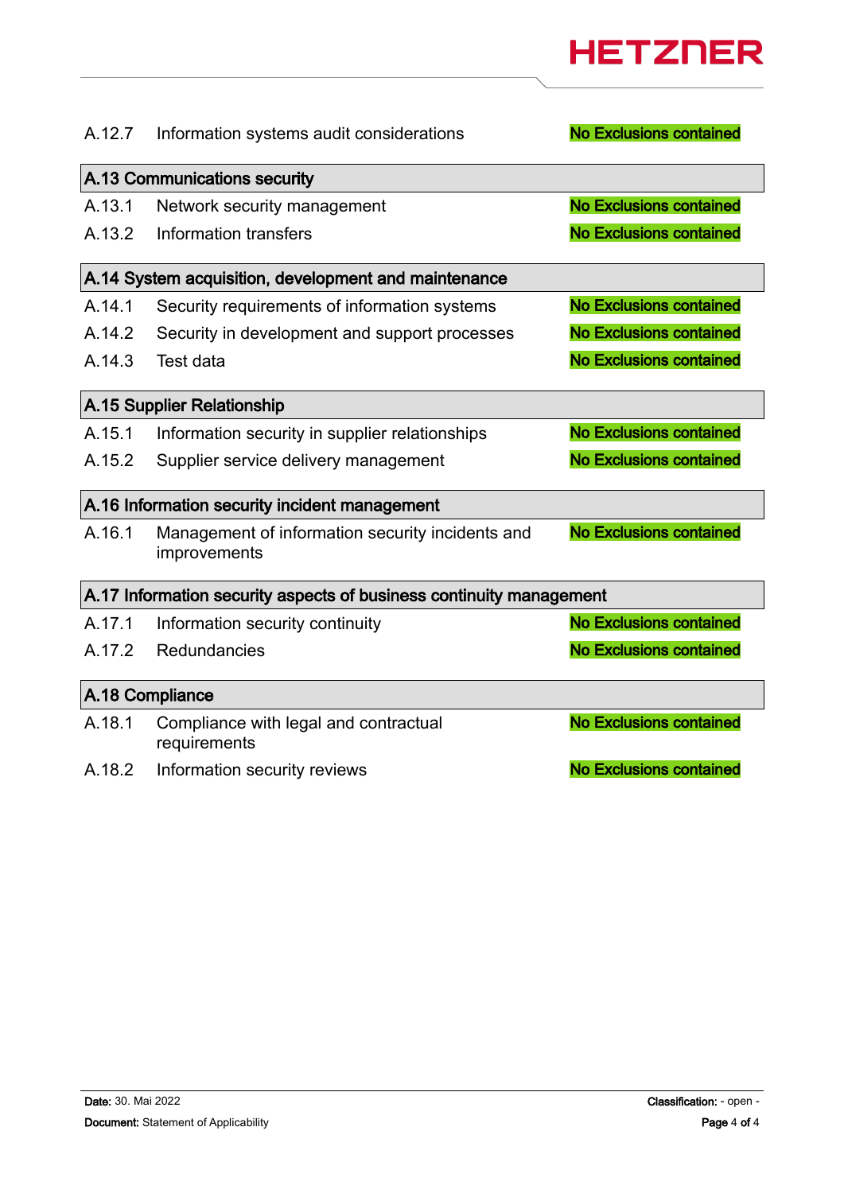| | | |
|---|---|---|
| A.12.7 | Information systems audit considerations | No Exclusions contained |
| **A.13 Communications security** | | |
| A.13.1 | Network security management | No Exclusions contained |
| A.13.2 | Information transfers | No Exclusions contained |
| **A.14 System acquisition, development and maintenance** | | |
| A.14.1 | Security requirements of information systems | No Exclusions contained |
| A.14.2 | Security in development and support processes | No Exclusions contained |
| A.14.3 | Test data | No Exclusions contained |
| **A.15 Supplier Relationship** | | |
| A.15.1 | Information security in supplier relationships | No Exclusions contained |
| A.15.2 | Supplier service delivery management | No Exclusions contained |
| **A.16 Information security incident management** | | |
| A.16.1 | Management of information security incidents and improvements | No Exclusions contained |
| **A.17 Information security aspects of business continuity management** | | |
| A.17.1 | Information security continuity | No Exclusions contained |
| A.17.2 | Redundancies | No Exclusions contained |
| **A.18 Compliance** | | |
| A.18.1 | Compliance with legal and contractual requirements | No Exclusions contained |
| A.18.2 | Information security reviews | No Exclusions contained |